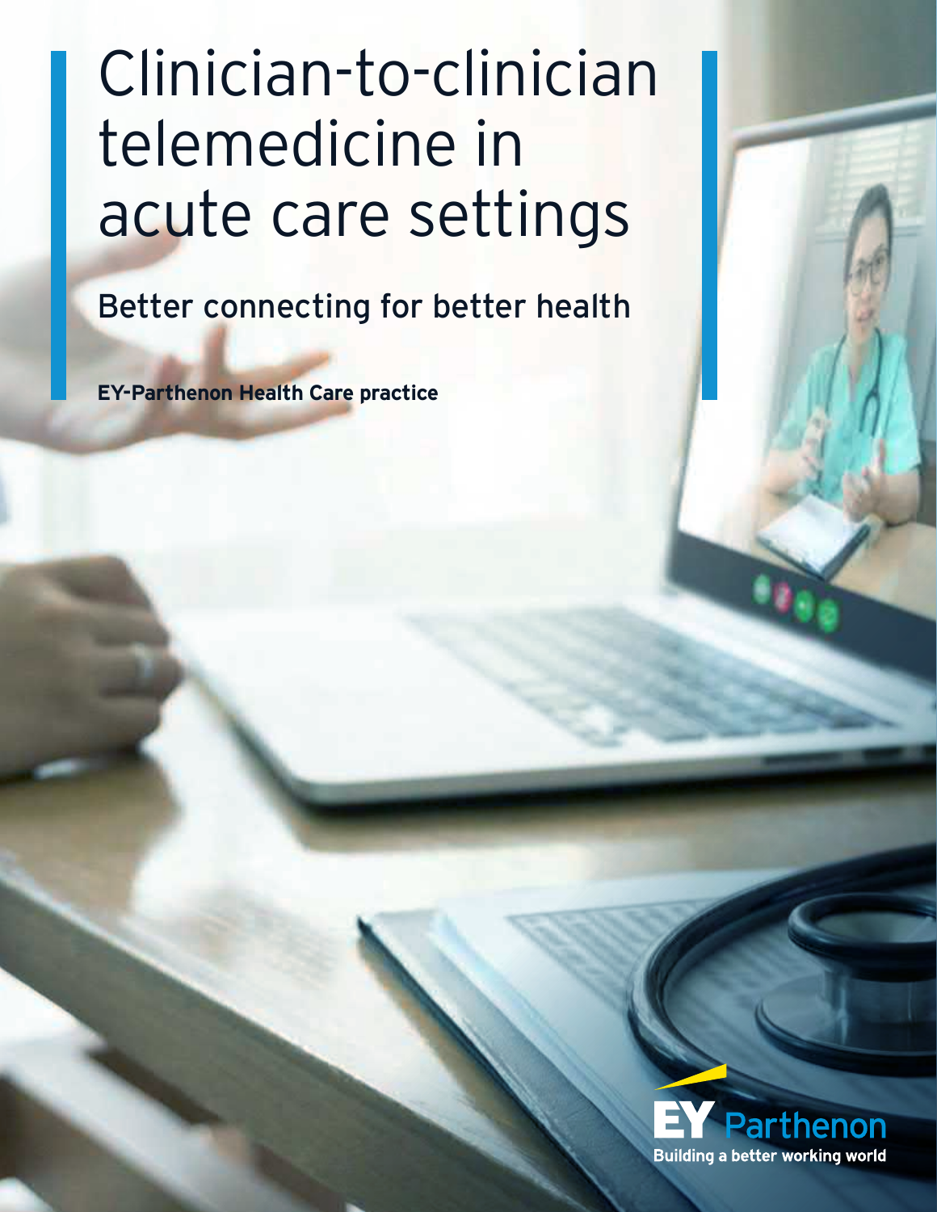# Clinician-to-clinician telemedicine in acute care settings

## Better connecting for better health

**EY-Parthenon Health Care practice**

EY Parthenon

Building a better working world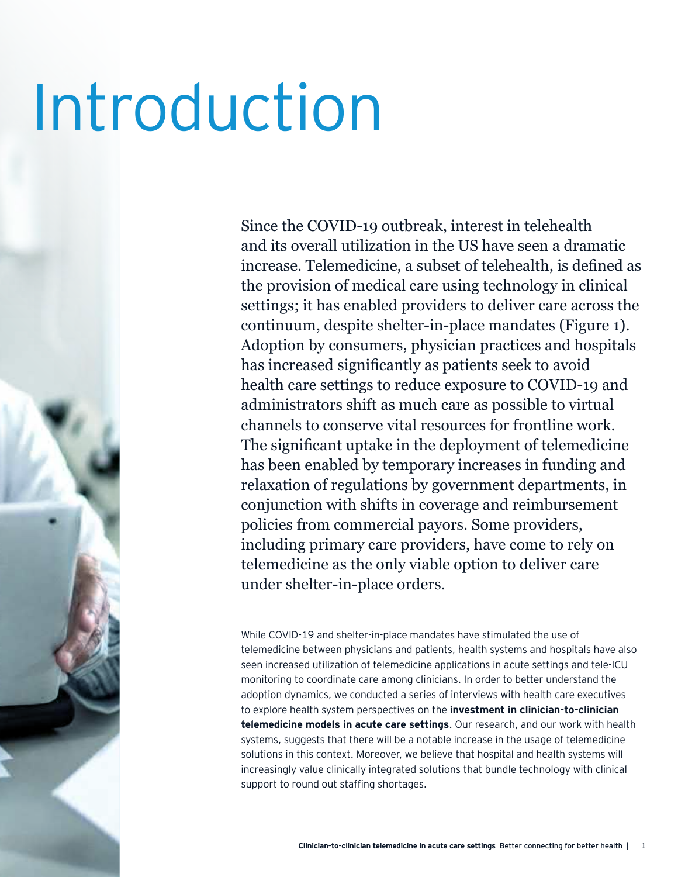# Introduction

Since the COVID-19 outbreak, interest in telehealth and its overall utilization in the US have seen a dramatic increase. Telemedicine, a subset of telehealth, is defined as the provision of medical care using technology in clinical settings; it has enabled providers to deliver care across the continuum, despite shelter-in-place mandates (Figure 1). Adoption by consumers, physician practices and hospitals has increased significantly as patients seek to avoid health care settings to reduce exposure to COVID-19 and administrators shift as much care as possible to virtual channels to conserve vital resources for frontline work. The significant uptake in the deployment of telemedicine has been enabled by temporary increases in funding and relaxation of regulations by government departments, in conjunction with shifts in coverage and reimbursement policies from commercial payors. Some providers, including primary care providers, have come to rely on telemedicine as the only viable option to deliver care under shelter-in-place orders.

---

While COVID-19 and shelter-in-place mandates have stimulated the use of telemedicine between physicians and patients, health systems and hospitals have also seen increased utilization of telemedicine applications in acute settings and tele-ICU monitoring to coordinate care among clinicians. In order to better understand the adoption dynamics, we conducted a series of interviews with health care executives to explore health system perspectives on the **investment in clinician-to-clinician telemedicine models in acute care settings**. Our research, and our work with health systems, suggests that there will be a notable increase in the usage of telemedicine solutions in this context. Moreover, we believe that hospital and health systems will increasingly value clinically integrated solutions that bundle technology with clinical support to round out staffing shortages.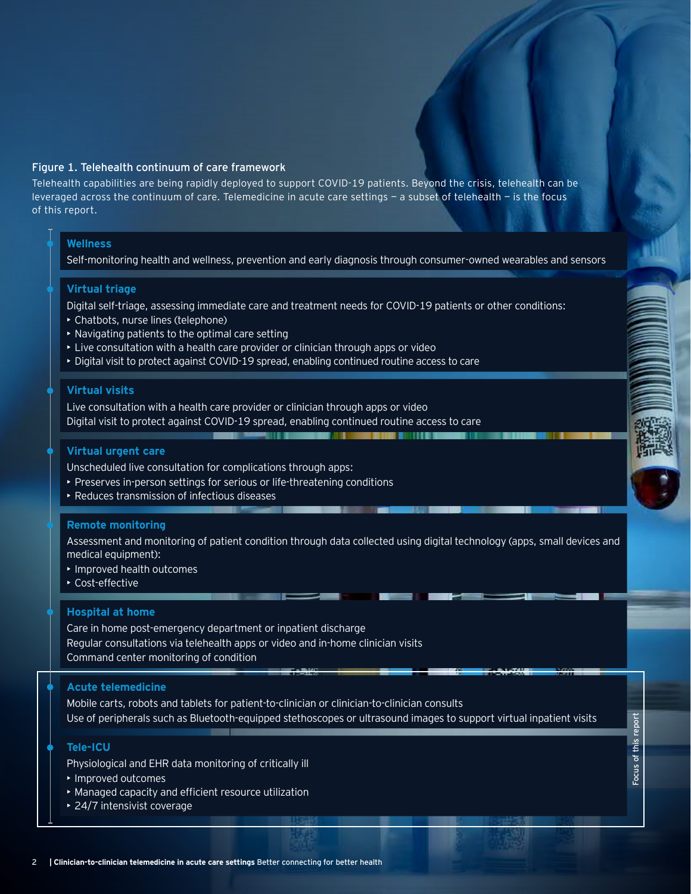Figure 1. Telehealth continuum of care framework

Telehealth capabilities are being rapidly deployed to support COVID-19 patients. Beyond the crisis, telehealth can be leveraged across the continuum of care. Telemedicine in acute care settings — a subset of telehealth — is the focus of this report.

### Wellness

Self-monitoring health and wellness, prevention and early diagnosis through consumer-owned wearables and sensors

### Virtual triage

Digital self-triage, assessing immediate care and treatment needs for COVID-19 patients or other conditions:

- Chatbots, nurse lines (telephone)
- Navigating patients to the optimal care setting
- Live consultation with a health care provider or clinician through apps or video
- Digital visit to protect against COVID-19 spread, enabling continued routine access to care

### Virtual visits

Live consultation with a health care provider or clinician through apps or video
Digital visit to protect against COVID-19 spread, enabling continued routine access to care

### Virtual urgent care

Unscheduled live consultation for complications through apps:

- Preserves in-person settings for serious or life-threatening conditions
- Reduces transmission of infectious diseases

### Remote monitoring

Assessment and monitoring of patient condition through data collected using digital technology (apps, small devices and medical equipment):

- Improved health outcomes
- Cost-effective

### Hospital at home

Care in home post-emergency department or inpatient discharge
Regular consultations via telehealth apps or video and in-home clinician visits
Command center monitoring of condition

*Focus of this report:*

### Acute telemedicine

Mobile carts, robots and tablets for patient-to-clinician or clinician-to-clinician consults
Use of peripherals such as Bluetooth-equipped stethoscopes or ultrasound images to support virtual inpatient visits

### Tele-ICU

Physiological and EHR data monitoring of critically ill

- Improved outcomes
- Managed capacity and efficient resource utilization
- 24/7 intensivist coverage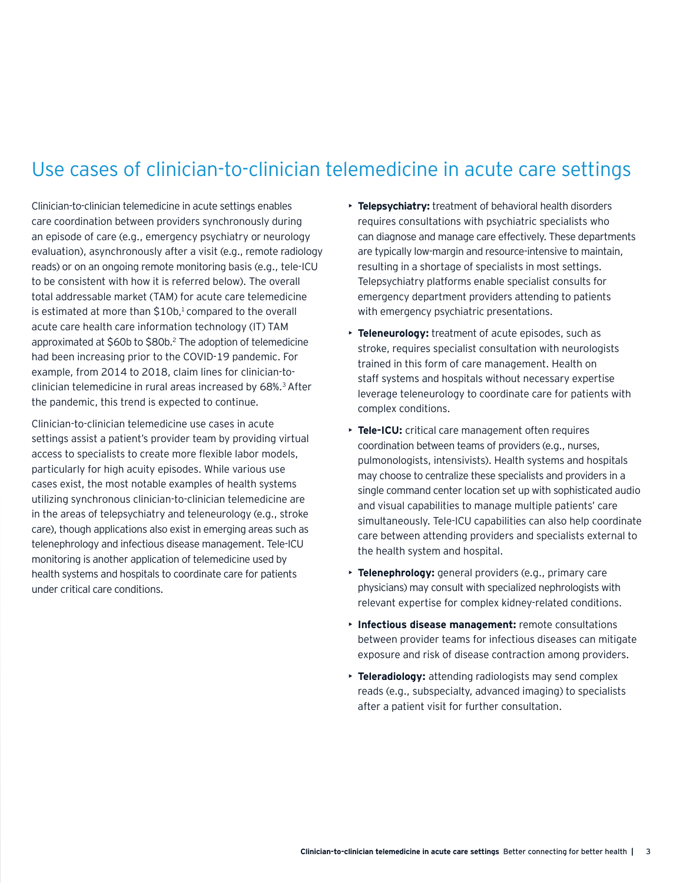# Use cases of clinician-to-clinician telemedicine in acute care settings

Clinician-to-clinician telemedicine in acute settings enables care coordination between providers synchronously during an episode of care (e.g., emergency psychiatry or neurology evaluation), asynchronously after a visit (e.g., remote radiology reads) or on an ongoing remote monitoring basis (e.g., tele-ICU to be consistent with how it is referred below). The overall total addressable market (TAM) for acute care telemedicine is estimated at more than $10b,[1] compared to the overall acute care health care information technology (IT) TAM approximated at $60b to $80b.[2] The adoption of telemedicine had been increasing prior to the COVID-19 pandemic. For example, from 2014 to 2018, claim lines for clinician-to-clinician telemedicine in rural areas increased by 68%.[3] After the pandemic, this trend is expected to continue.

Clinician-to-clinician telemedicine use cases in acute settings assist a patient's provider team by providing virtual access to specialists to create more flexible labor models, particularly for high acuity episodes. While various use cases exist, the most notable examples of health systems utilizing synchronous clinician-to-clinician telemedicine are in the areas of telepsychiatry and teleneurology (e.g., stroke care), though applications also exist in emerging areas such as telenephrology and infectious disease management. Tele-ICU monitoring is another application of telemedicine used by health systems and hospitals to coordinate care for patients under critical care conditions.

- **Telepsychiatry:** treatment of behavioral health disorders requires consultations with psychiatric specialists who can diagnose and manage care effectively. These departments are typically low-margin and resource-intensive to maintain, resulting in a shortage of specialists in most settings. Telepsychiatry platforms enable specialist consults for emergency department providers attending to patients with emergency psychiatric presentations.
- **Teleneurology:** treatment of acute episodes, such as stroke, requires specialist consultation with neurologists trained in this form of care management. Health on staff systems and hospitals without necessary expertise leverage teleneurology to coordinate care for patients with complex conditions.
- **Tele-ICU:** critical care management often requires coordination between teams of providers (e.g., nurses, pulmonologists, intensivists). Health systems and hospitals may choose to centralize these specialists and providers in a single command center location set up with sophisticated audio and visual capabilities to manage multiple patients' care simultaneously. Tele-ICU capabilities can also help coordinate care between attending providers and specialists external to the health system and hospital.
- **Telenephrology:** general providers (e.g., primary care physicians) may consult with specialized nephrologists with relevant expertise for complex kidney-related conditions.
- **Infectious disease management:** remote consultations between provider teams for infectious diseases can mitigate exposure and risk of disease contraction among providers.
- **Teleradiology:** attending radiologists may send complex reads (e.g., subspecialty, advanced imaging) to specialists after a patient visit for further consultation.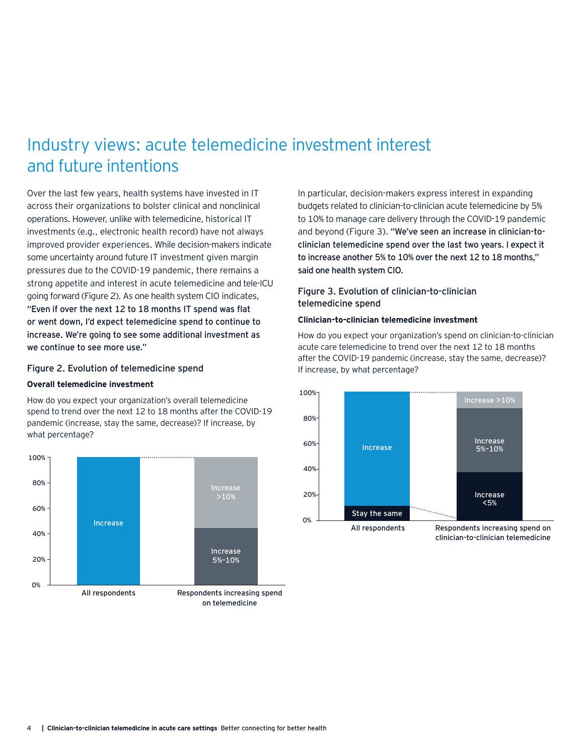# Industry views: acute telemedicine investment interest and future intentions

Over the last few years, health systems have invested in IT across their organizations to bolster clinical and nonclinical operations. However, unlike with telemedicine, historical IT investments (e.g., electronic health record) have not always improved provider experiences. While decision-makers indicate some uncertainty around future IT investment given margin pressures due to the COVID-19 pandemic, there remains a strong appetite and interest in acute telemedicine and tele-ICU going forward (Figure 2). As one health system CIO indicates, **"Even if over the next 12 to 18 months IT spend was flat or went down, I'd expect telemedicine spend to continue to increase. We're going to see some additional investment as we continue to see more use."**

## Figure 2. Evolution of telemedicine spend

**Overall telemedicine investment**

How do you expect your organization's overall telemedicine spend to trend over the next 12 to 18 months after the COVID-19 pandemic (increase, stay the same, decrease)? If increase, by what percentage?

| | All respondents | Respondents increasing spend on telemedicine |
|---|---|---|
| Increase | ~100% | |
| Increase >10% | | ~45% |
| Increase 5%–10% | | ~45% |

In particular, decision-makers express interest in expanding budgets related to clinician-to-clinician acute telemedicine by 5% to 10% to manage care delivery through the COVID-19 pandemic and beyond (Figure 3). **"We've seen an increase in clinician-to-clinician telemedicine spend over the last two years. I expect it to increase another 5% to 10% over the next 12 to 18 months," said one health system CIO.**

## Figure 3. Evolution of clinician-to-clinician telemedicine spend

**Clinician-to-clinician telemedicine investment**

How do you expect your organization's spend on clinician-to-clinician acute care telemedicine to trend over the next 12 to 18 months after the COVID-19 pandemic (increase, stay the same, decrease)? If increase, by what percentage?

| | All respondents | Respondents increasing spend on clinician-to-clinician telemedicine |
|---|---|---|
| Increase | ~89% | |
| Stay the same | ~11% | |
| Increase >10% | | ~13% |
| Increase 5%–10% | | ~50% |
| Increase <5% | | ~38% |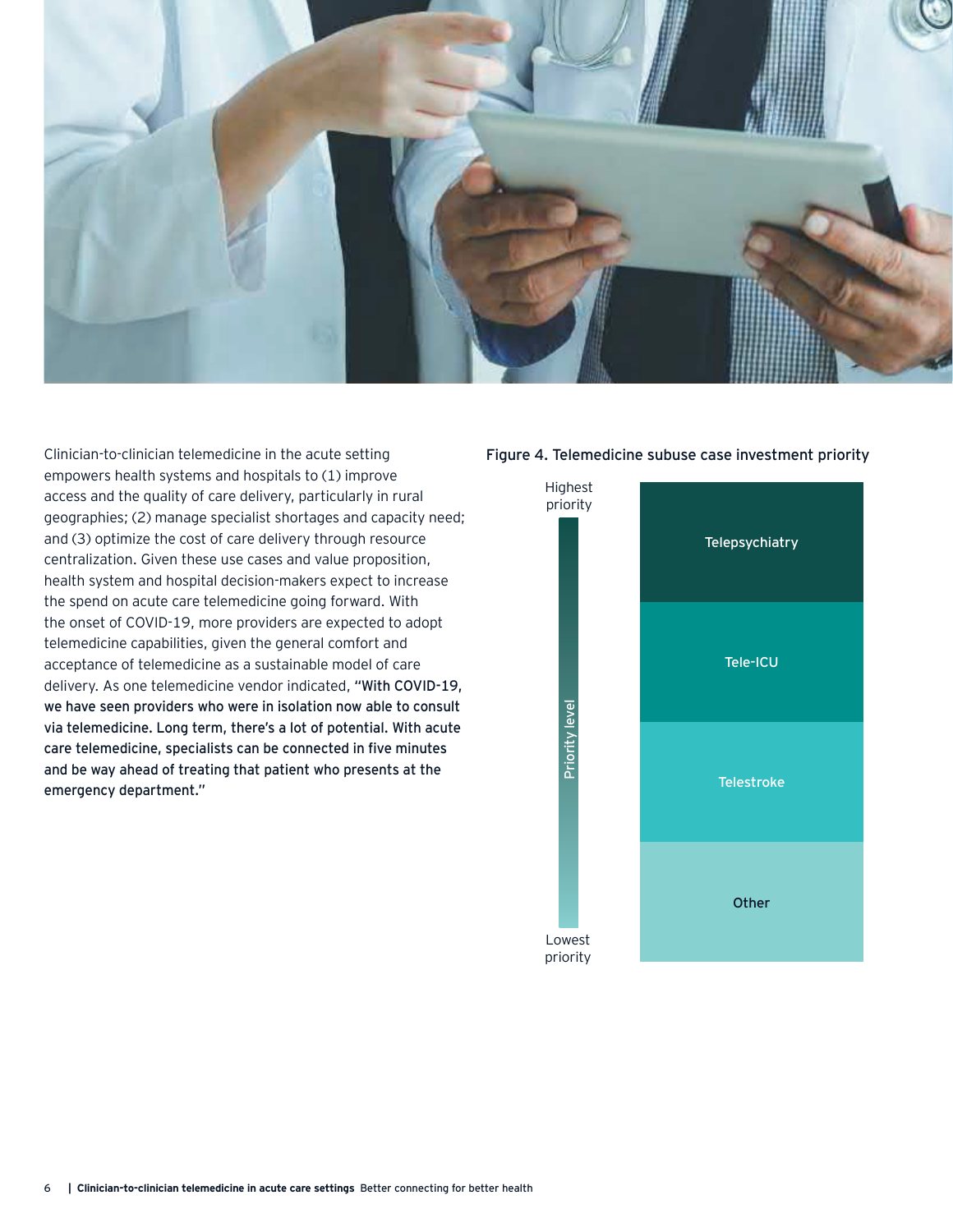Clinician-to-clinician telemedicine in the acute setting empowers health systems and hospitals to (1) improve access and the quality of care delivery, particularly in rural geographies; (2) manage specialist shortages and capacity need; and (3) optimize the cost of care delivery through resource centralization. Given these use cases and value proposition, health system and hospital decision-makers expect to increase the spend on acute care telemedicine going forward. With the onset of COVID-19, more providers are expected to adopt telemedicine capabilities, given the general comfort and acceptance of telemedicine as a sustainable model of care delivery. As one telemedicine vendor indicated, **"With COVID-19, we have seen providers who were in isolation now able to consult via telemedicine. Long term, there's a lot of potential. With acute care telemedicine, specialists can be connected in five minutes and be way ahead of treating that patient who presents at the emergency department."**

**Figure 4. Telemedicine subuse case investment priority**

| Priority level | Subuse case |
|---|---|
| Highest priority | Telepsychiatry |
| | Tele-ICU |
| | Telestroke |
| Lowest priority | Other |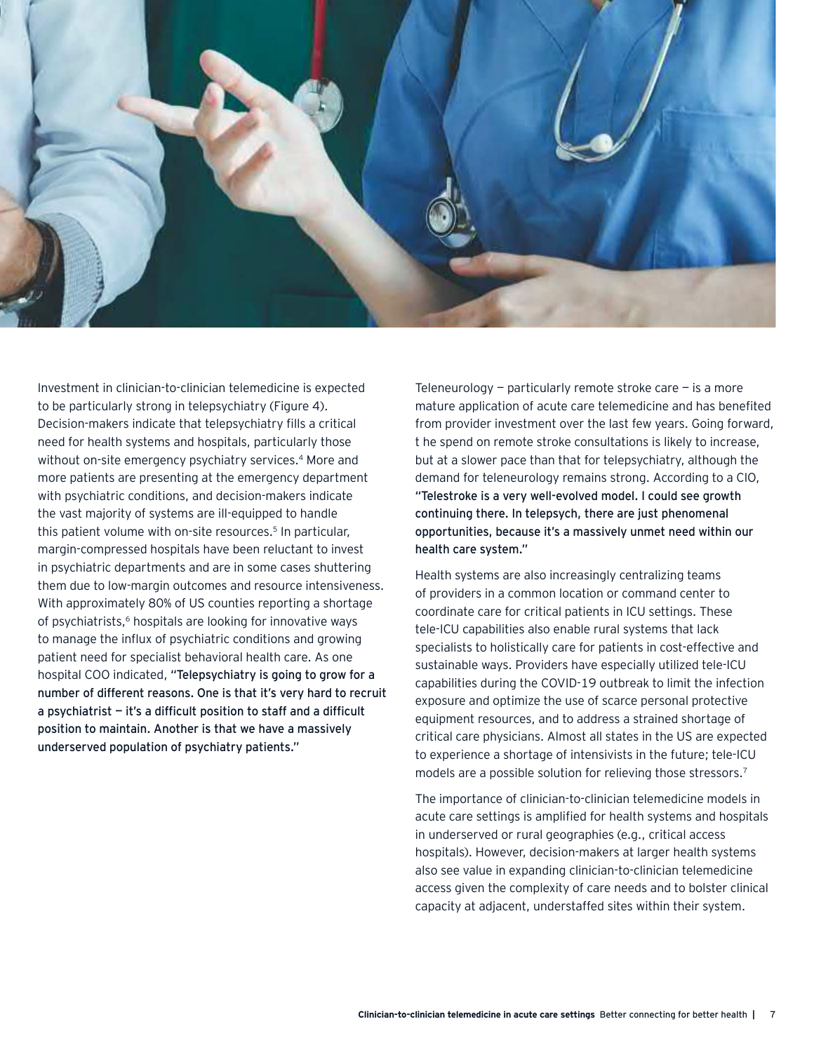Investment in clinician-to-clinician telemedicine is expected to be particularly strong in telepsychiatry (Figure 4). Decision-makers indicate that telepsychiatry fills a critical need for health systems and hospitals, particularly those without on-site emergency psychiatry services.[4] More and more patients are presenting at the emergency department with psychiatric conditions, and decision-makers indicate the vast majority of systems are ill-equipped to handle this patient volume with on-site resources.[5] In particular, margin-compressed hospitals have been reluctant to invest in psychiatric departments and are in some cases shuttering them due to low-margin outcomes and resource intensiveness. With approximately 80% of US counties reporting a shortage of psychiatrists,[6] hospitals are looking for innovative ways to manage the influx of psychiatric conditions and growing patient need for specialist behavioral health care. As one hospital COO indicated, **"Telepsychiatry is going to grow for a number of different reasons. One is that it's very hard to recruit a psychiatrist — it's a difficult position to staff and a difficult position to maintain. Another is that we have a massively underserved population of psychiatry patients."**

Teleneurology — particularly remote stroke care — is a more mature application of acute care telemedicine and has benefited from provider investment over the last few years. Going forward, t he spend on remote stroke consultations is likely to increase, but at a slower pace than that for telepsychiatry, although the demand for teleneurology remains strong. According to a CIO, **"Telestroke is a very well-evolved model. I could see growth continuing there. In telepsych, there are just phenomenal opportunities, because it's a massively unmet need within our health care system."**

Health systems are also increasingly centralizing teams of providers in a common location or command center to coordinate care for critical patients in ICU settings. These tele-ICU capabilities also enable rural systems that lack specialists to holistically care for patients in cost-effective and sustainable ways. Providers have especially utilized tele-ICU capabilities during the COVID-19 outbreak to limit the infection exposure and optimize the use of scarce personal protective equipment resources, and to address a strained shortage of critical care physicians. Almost all states in the US are expected to experience a shortage of intensivists in the future; tele-ICU models are a possible solution for relieving those stressors.[7]

The importance of clinician-to-clinician telemedicine models in acute care settings is amplified for health systems and hospitals in underserved or rural geographies (e.g., critical access hospitals). However, decision-makers at larger health systems also see value in expanding clinician-to-clinician telemedicine access given the complexity of care needs and to bolster clinical capacity at adjacent, understaffed sites within their system.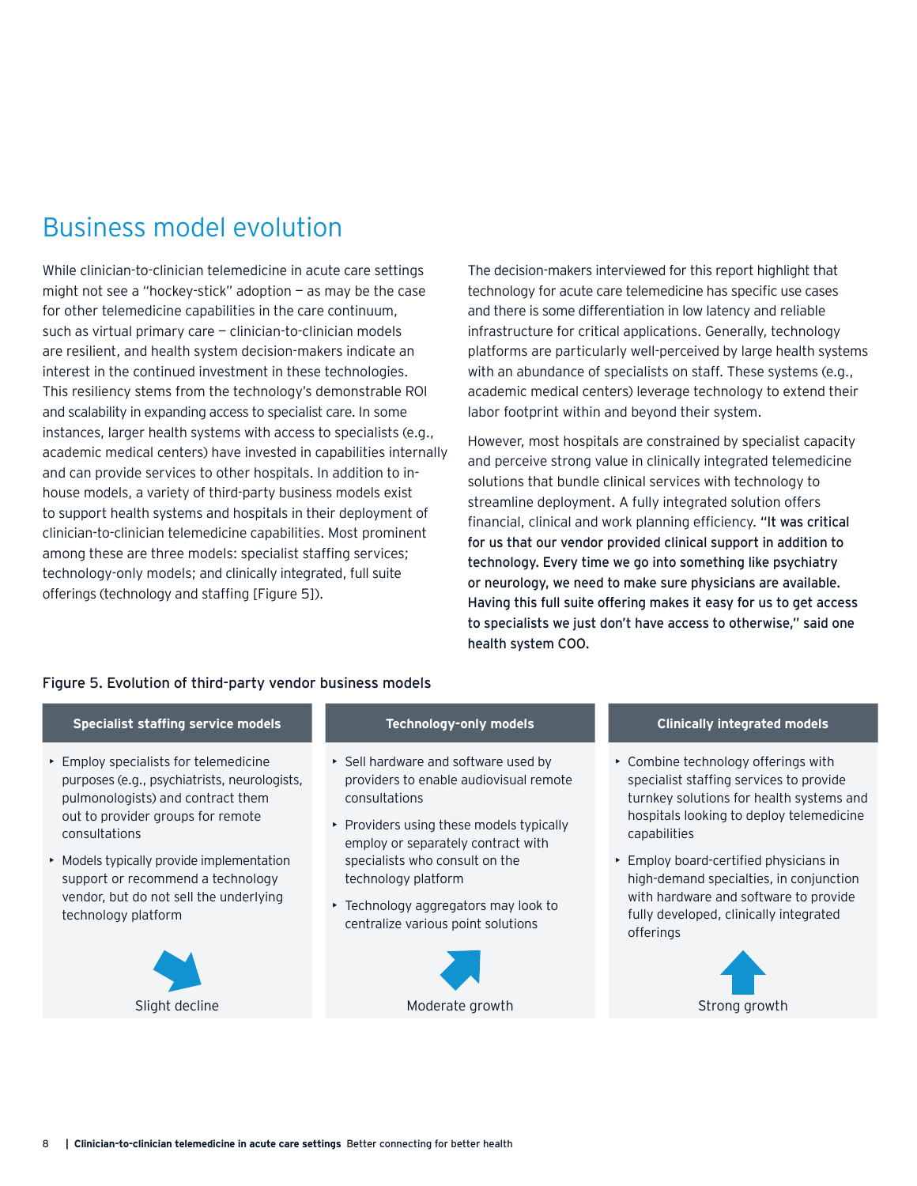# Business model evolution

While clinician-to-clinician telemedicine in acute care settings might not see a "hockey-stick" adoption — as may be the case for other telemedicine capabilities in the care continuum, such as virtual primary care — clinician-to-clinician models are resilient, and health system decision-makers indicate an interest in the continued investment in these technologies. This resiliency stems from the technology's demonstrable ROI and scalability in expanding access to specialist care. In some instances, larger health systems with access to specialists (e.g., academic medical centers) have invested in capabilities internally and can provide services to other hospitals. In addition to in-house models, a variety of third-party business models exist to support health systems and hospitals in their deployment of clinician-to-clinician telemedicine capabilities. Most prominent among these are three models: specialist staffing services; technology-only models; and clinically integrated, full suite offerings (technology and staffing [Figure 5]).

The decision-makers interviewed for this report highlight that technology for acute care telemedicine has specific use cases and there is some differentiation in low latency and reliable infrastructure for critical applications. Generally, technology platforms are particularly well-perceived by large health systems with an abundance of specialists on staff. These systems (e.g., academic medical centers) leverage technology to extend their labor footprint within and beyond their system.

However, most hospitals are constrained by specialist capacity and perceive strong value in clinically integrated telemedicine solutions that bundle clinical services with technology to streamline deployment. A fully integrated solution offers financial, clinical and work planning efficiency. **"It was critical for us that our vendor provided clinical support in addition to technology. Every time we go into something like psychiatry or neurology, we need to make sure physicians are available. Having this full suite offering makes it easy for us to get access to specialists we just don't have access to otherwise," said one health system COO.**

**Figure 5. Evolution of third-party vendor business models**

| Specialist staffing service models | Technology-only models | Clinically integrated models |
|---|---|---|
| • Employ specialists for telemedicine purposes (e.g., psychiatrists, neurologists, pulmonologists) and contract them out to provider groups for remote consultations<br>• Models typically provide implementation support or recommend a technology vendor, but do not sell the underlying technology platform | • Sell hardware and software used by providers to enable audiovisual remote consultations<br>• Providers using these models typically employ or separately contract with specialists who consult on the technology platform<br>• Technology aggregators may look to centralize various point solutions | • Combine technology offerings with specialist staffing services to provide turnkey solutions for health systems and hospitals looking to deploy telemedicine capabilities<br>• Employ board-certified physicians in high-demand specialties, in conjunction with hardware and software to provide fully developed, clinically integrated offerings |
| Slight decline | Moderate growth | Strong growth |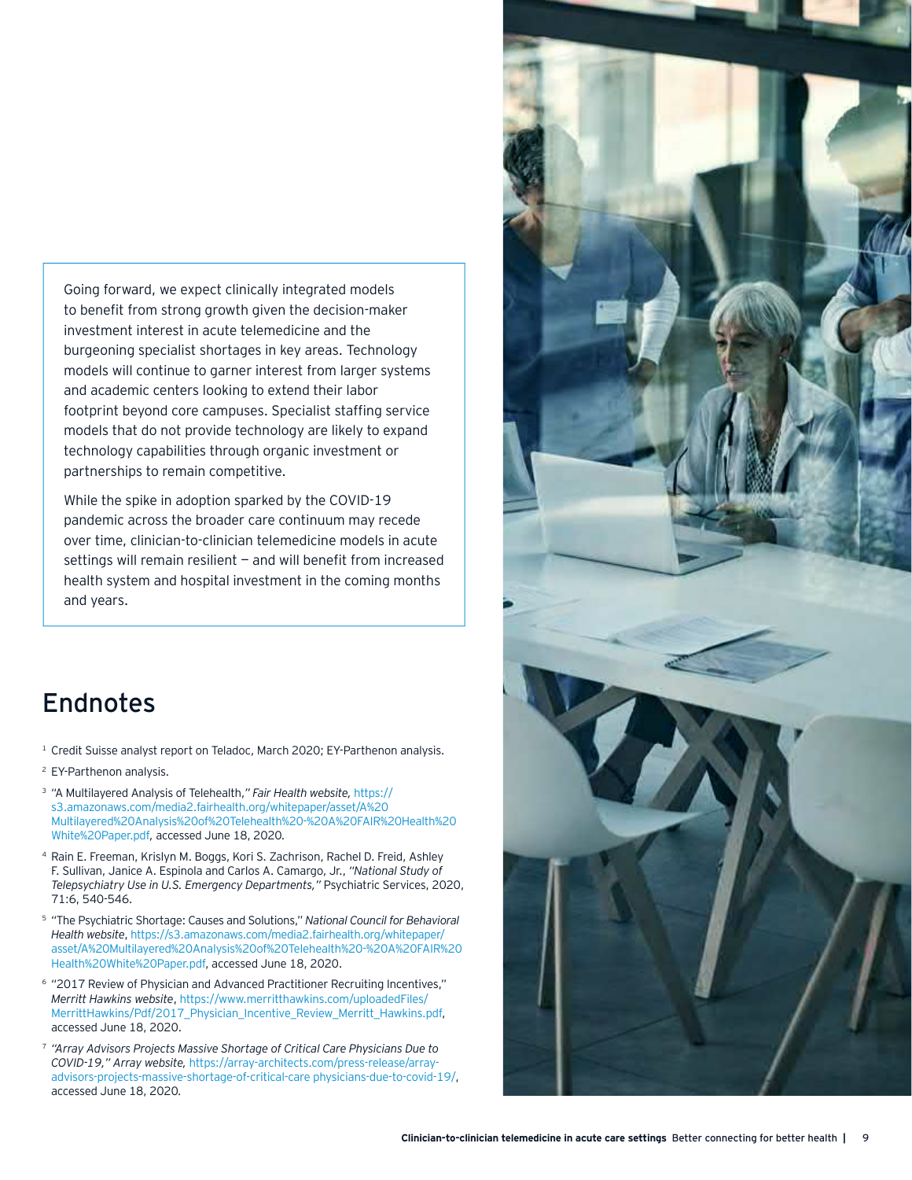Going forward, we expect clinically integrated models to benefit from strong growth given the decision-maker investment interest in acute telemedicine and the burgeoning specialist shortages in key areas. Technology models will continue to garner interest from larger systems and academic centers looking to extend their labor footprint beyond core campuses. Specialist staffing service models that do not provide technology are likely to expand technology capabilities through organic investment or partnerships to remain competitive.

While the spike in adoption sparked by the COVID-19 pandemic across the broader care continuum may recede over time, clinician-to-clinician telemedicine models in acute settings will remain resilient — and will benefit from increased health system and hospital investment in the coming months and years.

# Endnotes

1. Credit Suisse analyst report on Teladoc, March 2020; EY-Parthenon analysis.
2. EY-Parthenon analysis.
3. "A Multilayered Analysis of Telehealth," *Fair Health website,* https://s3.amazonaws.com/media2.fairhealth.org/whitepaper/asset/A%20Multilayered%20Analysis%20of%20Telehealth%20-%20A%20FAIR%20Health%20White%20Paper.pdf, accessed June 18, 2020.
4. Rain E. Freeman, Krislyn M. Boggs, Kori S. Zachrison, Rachel D. Freid, Ashley F. Sullivan, Janice A. Espinola and Carlos A. Camargo, Jr., *"National Study of Telepsychiatry Use in U.S. Emergency Departments,"* Psychiatric Services, 2020, 71:6, 540-546.
5. "The Psychiatric Shortage: Causes and Solutions," *National Council for Behavioral Health website*, https://s3.amazonaws.com/media2.fairhealth.org/whitepaper/asset/A%20Multilayered%20Analysis%20of%20Telehealth%20-%20A%20FAIR%20Health%20White%20Paper.pdf, accessed June 18, 2020.
6. "2017 Review of Physician and Advanced Practitioner Recruiting Incentives," *Merritt Hawkins website*, https://www.merritthawkins.com/uploadedFiles/MerrittHawkins/Pdf/2017_Physician_Incentive_Review_Merritt_Hawkins.pdf, accessed June 18, 2020.
7. *"Array Advisors Projects Massive Shortage of Critical Care Physicians Due to COVID-19," Array website,* https://array-architects.com/press-release/array-advisors-projects-massive-shortage-of-critical-care physicians-due-to-covid-19/, accessed June 18, 2020.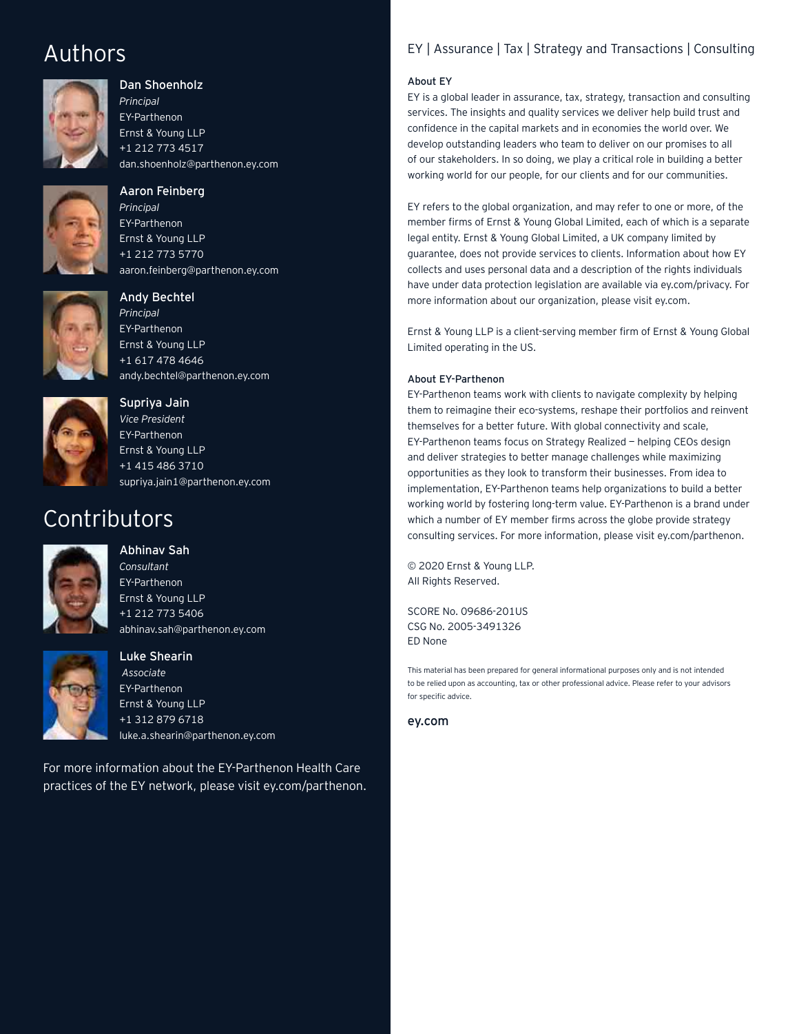# Authors

**Dan Shoenholz**
*Principal*
EY-Parthenon
Ernst & Young LLP
+1 212 773 4517
dan.shoenholz@parthenon.ey.com

**Aaron Feinberg**
*Principal*
EY-Parthenon
Ernst & Young LLP
+1 212 773 5770
aaron.feinberg@parthenon.ey.com

**Andy Bechtel**
*Principal*
EY-Parthenon
Ernst & Young LLP
+1 617 478 4646
andy.bechtel@parthenon.ey.com

**Supriya Jain**
*Vice President*
EY-Parthenon
Ernst & Young LLP
+1 415 486 3710
supriya.jain1@parthenon.ey.com

# Contributors

**Abhinav Sah**
*Consultant*
EY-Parthenon
Ernst & Young LLP
+1 212 773 5406
abhinav.sah@parthenon.ey.com

**Luke Shearin**
*Associate*
EY-Parthenon
Ernst & Young LLP
+1 312 879 6718
luke.a.shearin@parthenon.ey.com

For more information about the EY-Parthenon Health Care practices of the EY network, please visit ey.com/parthenon.

EY | Assurance | Tax | Strategy and Transactions | Consulting

**About EY**

EY is a global leader in assurance, tax, strategy, transaction and consulting services. The insights and quality services we deliver help build trust and confidence in the capital markets and in economies the world over. We develop outstanding leaders who team to deliver on our promises to all of our stakeholders. In so doing, we play a critical role in building a better working world for our people, for our clients and for our communities.

EY refers to the global organization, and may refer to one or more, of the member firms of Ernst & Young Global Limited, each of which is a separate legal entity. Ernst & Young Global Limited, a UK company limited by guarantee, does not provide services to clients. Information about how EY collects and uses personal data and a description of the rights individuals have under data protection legislation are available via ey.com/privacy. For more information about our organization, please visit ey.com.

Ernst & Young LLP is a client-serving member firm of Ernst & Young Global Limited operating in the US.

**About EY-Parthenon**

EY-Parthenon teams work with clients to navigate complexity by helping them to reimagine their eco-systems, reshape their portfolios and reinvent themselves for a better future. With global connectivity and scale, EY-Parthenon teams focus on Strategy Realized — helping CEOs design and deliver strategies to better manage challenges while maximizing opportunities as they look to transform their businesses. From idea to implementation, EY-Parthenon teams help organizations to build a better working world by fostering long-term value. EY-Parthenon is a brand under which a number of EY member firms across the globe provide strategy consulting services. For more information, please visit ey.com/parthenon.

© 2020 Ernst & Young LLP.
All Rights Reserved.

SCORE No. 09686-201US
CSG No. 2005-3491326
ED None

This material has been prepared for general informational purposes only and is not intended to be relied upon as accounting, tax or other professional advice. Please refer to your advisors for specific advice.

**ey.com**